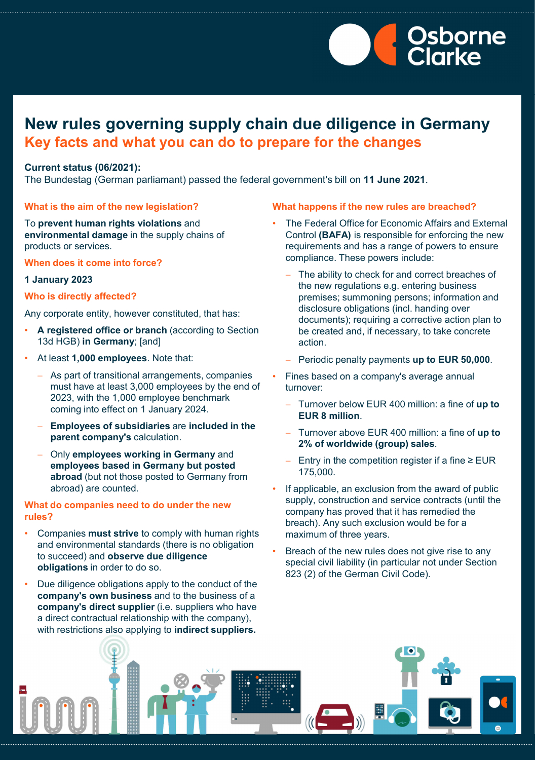# New rules governing supply chain due diligence in Germany

## Key facts and what you can do to prepare for the changes

**Current status (06/2021):**
The Bundestag (German parliamant) passed the federal government's bill on **11 June 2021**.

### What is the aim of the new legislation?

To **prevent human rights violations** and **environmental damage** in the supply chains of products or services.

### When does it come into force?

**1 January 2023**

### Who is directly affected?

Any corporate entity, however constituted, that has:

- **A registered office or branch** (according to Section 13d HGB) **in Germany**; [and]
- At least **1,000 employees**. Note that:
  - As part of transitional arrangements, companies must have at least 3,000 employees by the end of 2023, with the 1,000 employee benchmark coming into effect on 1 January 2024.
  - **Employees of subsidiaries** are **included in the parent company's** calculation.
  - Only **employees working in Germany** and **employees based in Germany but posted abroad** (but not those posted to Germany from abroad) are counted.

### What do companies need to do under the new rules?

- Companies **must strive** to comply with human rights and environmental standards (there is no obligation to succeed) and **observe due diligence obligations** in order to do so.
- Due diligence obligations apply to the conduct of the **company's own business** and to the business of a **company's direct supplier** (i.e. suppliers who have a direct contractual relationship with the company), with restrictions also applying to **indirect suppliers.**

### What happens if the new rules are breached?

- The Federal Office for Economic Affairs and External Control **(BAFA)** is responsible for enforcing the new requirements and has a range of powers to ensure compliance. These powers include:
  - The ability to check for and correct breaches of the new regulations e.g. entering business premises; summoning persons; information and disclosure obligations (incl. handing over documents); requiring a corrective action plan to be created and, if necessary, to take concrete action.
  - Periodic penalty payments **up to EUR 50,000**.
- Fines based on a company's average annual turnover:
  - Turnover below EUR 400 million: a fine of **up to EUR 8 million**.
  - Turnover above EUR 400 million: a fine of **up to 2% of worldwide (group) sales**.
  - Entry in the competition register if a fine ≥ EUR 175,000.
- If applicable, an exclusion from the award of public supply, construction and service contracts (until the company has proved that it has remedied the breach). Any such exclusion would be for a maximum of three years.
- Breach of the new rules does not give rise to any special civil liability (in particular not under Section 823 (2) of the German Civil Code).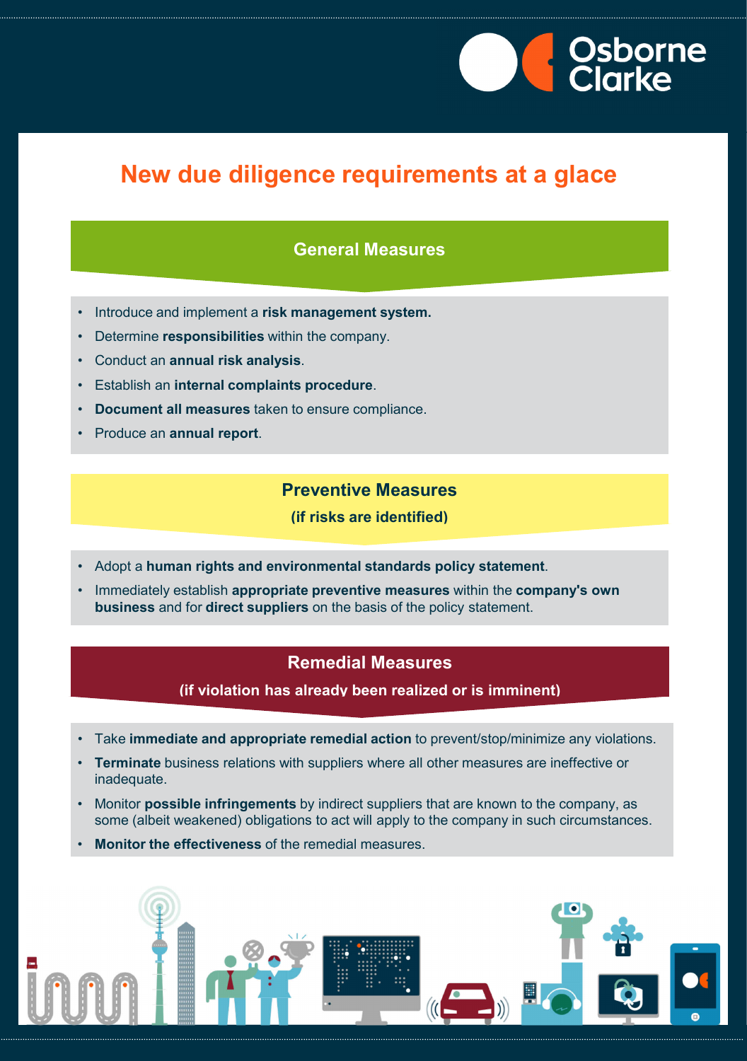# New due diligence requirements at a glace

## General Measures

- Introduce and implement a **risk management system.**
- Determine **responsibilities** within the company.
- Conduct an **annual risk analysis**.
- Establish an **internal complaints procedure**.
- **Document all measures** taken to ensure compliance.
- Produce an **annual report**.

## Preventive Measures

**(if risks are identified)**

- Adopt a **human rights and environmental standards policy statement**.
- Immediately establish **appropriate preventive measures** within the **company's own business** and for **direct suppliers** on the basis of the policy statement.

## Remedial Measures

**(if violation has already been realized or is imminent)**

- Take **immediate and appropriate remedial action** to prevent/stop/minimize any violations.
- **Terminate** business relations with suppliers where all other measures are ineffective or inadequate.
- Monitor **possible infringements** by indirect suppliers that are known to the company, as some (albeit weakened) obligations to act will apply to the company in such circumstances.
- **Monitor the effectiveness** of the remedial measures.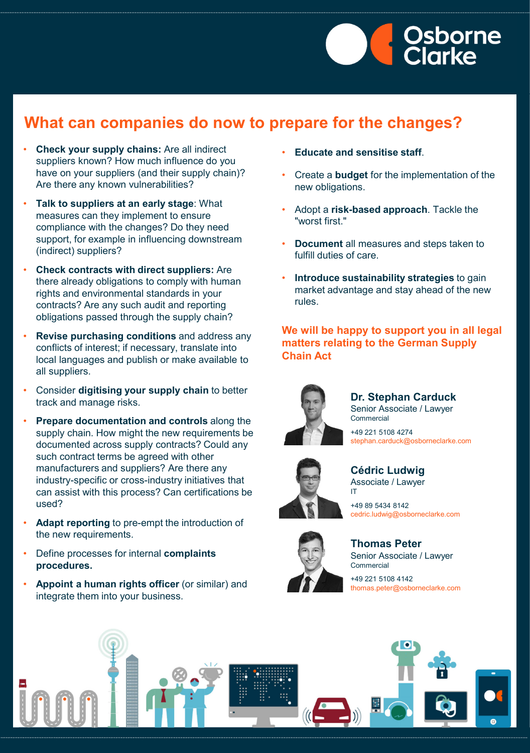Osborne Clarke

# What can companies do now to prepare for the changes?

- **Check your supply chains:** Are all indirect suppliers known? How much influence do you have on your suppliers (and their supply chain)? Are there any known vulnerabilities?
- **Talk to suppliers at an early stage**: What measures can they implement to ensure compliance with the changes? Do they need support, for example in influencing downstream (indirect) suppliers?
- **Check contracts with direct suppliers:** Are there already obligations to comply with human rights and environmental standards in your contracts? Are any such audit and reporting obligations passed through the supply chain?
- **Revise purchasing conditions** and address any conflicts of interest; if necessary, translate into local languages and publish or make available to all suppliers.
- Consider **digitising your supply chain** to better track and manage risks.
- **Prepare documentation and controls** along the supply chain. How might the new requirements be documented across supply contracts? Could any such contract terms be agreed with other manufacturers and suppliers? Are there any industry-specific or cross-industry initiatives that can assist with this process? Can certifications be used?
- **Adapt reporting** to pre-empt the introduction of the new requirements.
- Define processes for internal **complaints procedures.**
- **Appoint a human rights officer** (or similar) and integrate them into your business.
- **Educate and sensitise staff**.
- Create a **budget** for the implementation of the new obligations.
- Adopt a **risk-based approach**. Tackle the "worst first."
- **Document** all measures and steps taken to fulfill duties of care.
- **Introduce sustainability strategies** to gain market advantage and stay ahead of the new rules.

## We will be happy to support you in all legal matters relating to the German Supply Chain Act

**Dr. Stephan Carduck**
Senior Associate / Lawyer
Commercial
+49 221 5108 4274
stephan.carduck@osborneclarke.com

**Cédric Ludwig**
Associate / Lawyer
IT
+49 89 5434 8142
cedric.ludwig@osborneclarke.com

**Thomas Peter**
Senior Associate / Lawyer
Commercial
+49 221 5108 4142
thomas.peter@osborneclarke.com